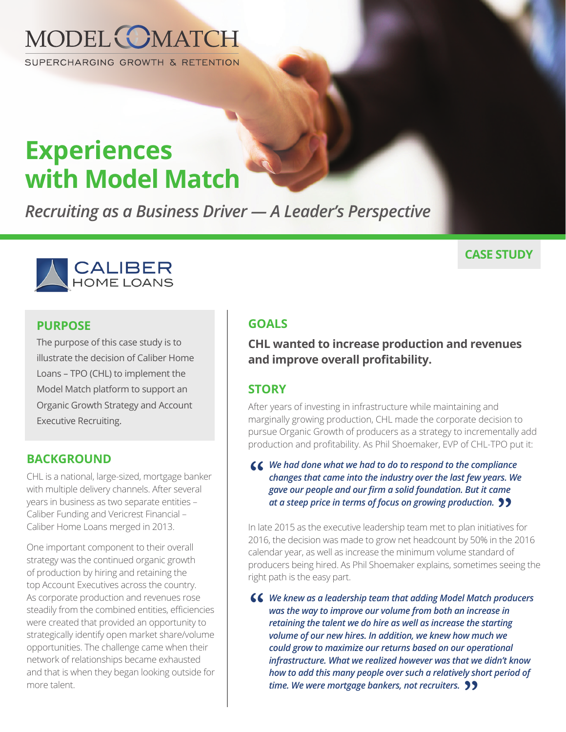MODEL MATCH

SUPERCHARGING GROWTH & RETENTION

# Experiences with Model Match

*Recruiting as a Business Driver — A Leader's Perspective*

**CASE STUDY**

CALIBER HOME LOANS

## PURPOSE

The purpose of this case study is to illustrate the decision of Caliber Home Loans – TPO (CHL) to implement the Model Match platform to support an Organic Growth Strategy and Account Executive Recruiting.

## BACKGROUND

CHL is a national, large-sized, mortgage banker with multiple delivery channels. After several years in business as two separate entities – Caliber Funding and Vericrest Financial – Caliber Home Loans merged in 2013.

One important component to their overall strategy was the continued organic growth of production by hiring and retaining the top Account Executives across the country. As corporate production and revenues rose steadily from the combined entities, efficiencies were created that provided an opportunity to strategically identify open market share/volume opportunities. The challenge came when their network of relationships became exhausted and that is when they began looking outside for more talent.

## GOALS

**CHL wanted to increase production and revenues and improve overall profitability.**

## STORY

After years of investing in infrastructure while maintaining and marginally growing production, CHL made the corporate decision to pursue Organic Growth of producers as a strategy to incrementally add production and profitability. As Phil Shoemaker, EVP of CHL-TPO put it:

> ***"We had done what we had to do to respond to the compliance changes that came into the industry over the last few years. We gave our people and our firm a solid foundation. But it came at a steep price in terms of focus on growing production."***

In late 2015 as the executive leadership team met to plan initiatives for 2016, the decision was made to grow net headcount by 50% in the 2016 calendar year, as well as increase the minimum volume standard of producers being hired. As Phil Shoemaker explains, sometimes seeing the right path is the easy part.

> ***"We knew as a leadership team that adding Model Match producers was the way to improve our volume from both an increase in retaining the talent we do hire as well as increase the starting volume of our new hires. In addition, we knew how much we could grow to maximize our returns based on our operational infrastructure. What we realized however was that we didn't know how to add this many people over such a relatively short period of time. We were mortgage bankers, not recruiters."***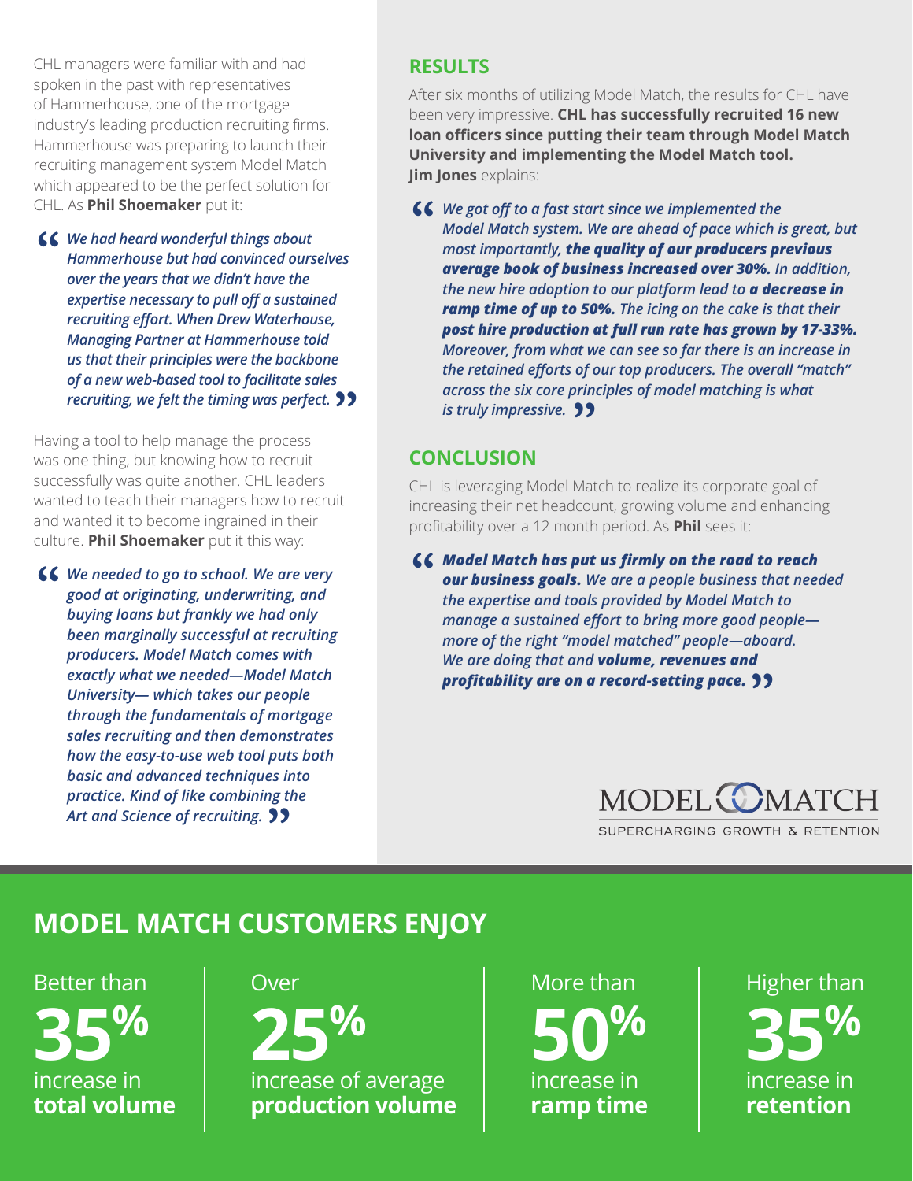CHL managers were familiar with and had spoken in the past with representatives of Hammerhouse, one of the mortgage industry's leading production recruiting firms. Hammerhouse was preparing to launch their recruiting management system Model Match which appeared to be the perfect solution for CHL. As **Phil Shoemaker** put it:

> ***"We had heard wonderful things about Hammerhouse but had convinced ourselves over the years that we didn't have the expertise necessary to pull off a sustained recruiting effort. When Drew Waterhouse, Managing Partner at Hammerhouse told us that their principles were the backbone of a new web-based tool to facilitate sales recruiting, we felt the timing was perfect."***

Having a tool to help manage the process was one thing, but knowing how to recruit successfully was quite another. CHL leaders wanted to teach their managers how to recruit and wanted it to become ingrained in their culture. **Phil Shoemaker** put it this way:

> ***"We needed to go to school. We are very good at originating, underwriting, and buying loans but frankly we had only been marginally successful at recruiting producers. Model Match comes with exactly what we needed—Model Match University— which takes our people through the fundamentals of mortgage sales recruiting and then demonstrates how the easy-to-use web tool puts both basic and advanced techniques into practice. Kind of like combining the Art and Science of recruiting."***

## RESULTS

After six months of utilizing Model Match, the results for CHL have been very impressive. **CHL has successfully recruited 16 new loan officers since putting their team through Model Match University and implementing the Model Match tool. Jim Jones** explains:

> *"We got off to a fast start since we implemented the Model Match system. We are ahead of pace which is great, but most importantly, **the quality of our producers previous average book of business increased over 30%.** In addition, the new hire adoption to our platform lead to **a decrease in ramp time of up to 50%.** The icing on the cake is that their **post hire production at full run rate has grown by 17-33%.** Moreover, from what we can see so far there is an increase in the retained efforts of our top producers. The overall "match" across the six core principles of model matching is what is truly impressive."*

## CONCLUSION

CHL is leveraging Model Match to realize its corporate goal of increasing their net headcount, growing volume and enhancing profitability over a 12 month period. As **Phil** sees it:

> *"**Model Match has put us firmly on the road to reach our business goals.** We are a people business that needed the expertise and tools provided by Model Match to manage a sustained effort to bring more good people—more of the right "model matched" people—aboard. We are doing that and **volume, revenues and profitability are on a record-setting pace.**"*

MODEL MATCH
SUPERCHARGING GROWTH & RETENTION

## MODEL MATCH CUSTOMERS ENJOY

Better than **35%** increase in **total volume**

Over **25%** increase of average **production volume**

More than **50%** increase in **ramp time**

Higher than **35%** increase in **retention**